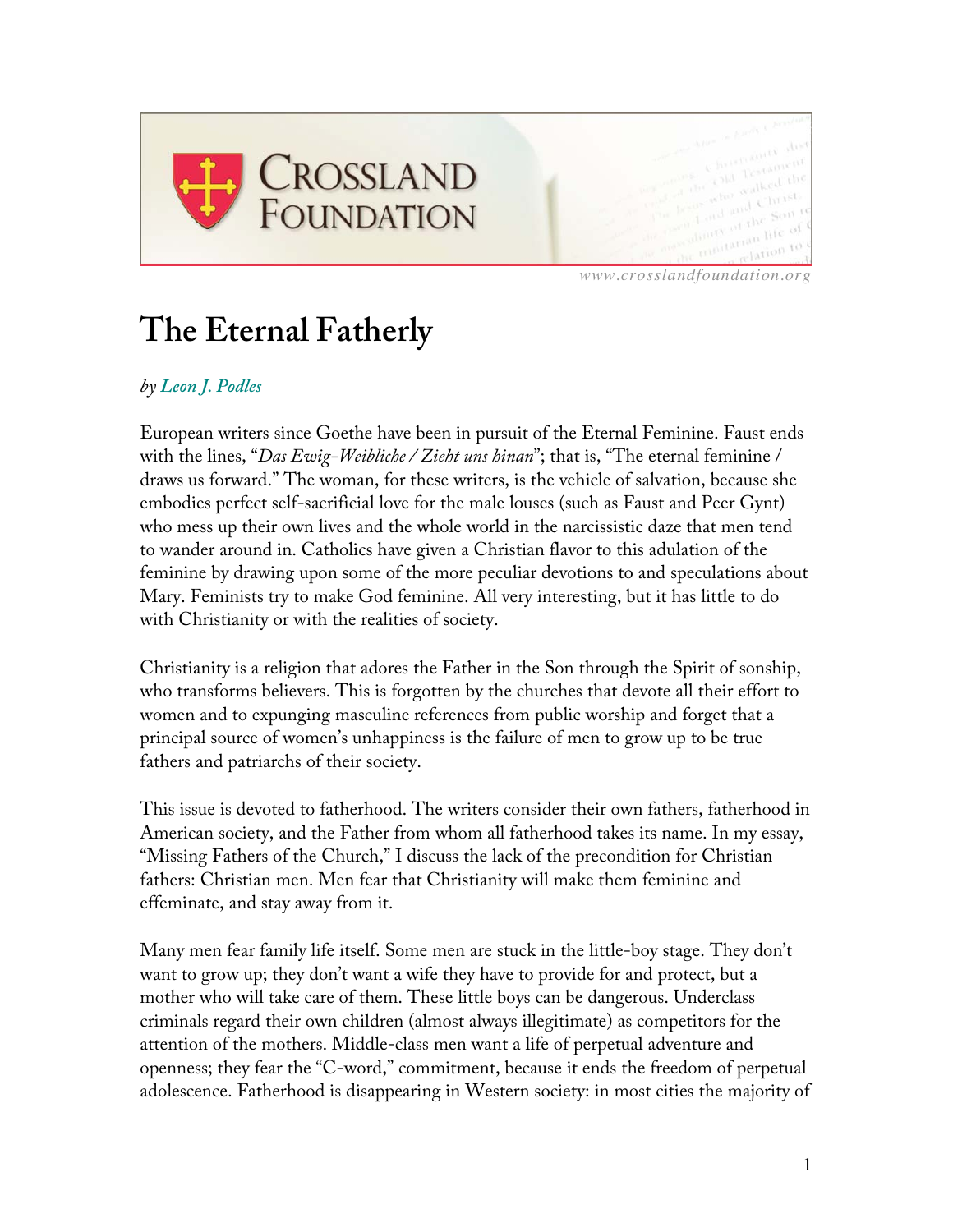# The Eternal Fatherly

*by Leon J. Podles*

European writers since Goethe have been in pursuit of the Eternal Feminine. Faust ends with the lines, "*Das Ewig-Weibliche / Zieht uns hinan*"; that is, "The eternal feminine / draws us forward." The woman, for these writers, is the vehicle of salvation, because she embodies perfect self-sacrificial love for the male louses (such as Faust and Peer Gynt) who mess up their own lives and the whole world in the narcissistic daze that men tend to wander around in. Catholics have given a Christian flavor to this adulation of the feminine by drawing upon some of the more peculiar devotions to and speculations about Mary. Feminists try to make God feminine. All very interesting, but it has little to do with Christianity or with the realities of society.

Christianity is a religion that adores the Father in the Son through the Spirit of sonship, who transforms believers. This is forgotten by the churches that devote all their effort to women and to expunging masculine references from public worship and forget that a principal source of women's unhappiness is the failure of men to grow up to be true fathers and patriarchs of their society.

This issue is devoted to fatherhood. The writers consider their own fathers, fatherhood in American society, and the Father from whom all fatherhood takes its name. In my essay, "Missing Fathers of the Church," I discuss the lack of the precondition for Christian fathers: Christian men. Men fear that Christianity will make them feminine and effeminate, and stay away from it.

Many men fear family life itself. Some men are stuck in the little-boy stage. They don't want to grow up; they don't want a wife they have to provide for and protect, but a mother who will take care of them. These little boys can be dangerous. Underclass criminals regard their own children (almost always illegitimate) as competitors for the attention of the mothers. Middle-class men want a life of perpetual adventure and openness; they fear the "C-word," commitment, because it ends the freedom of perpetual adolescence. Fatherhood is disappearing in Western society: in most cities the majority of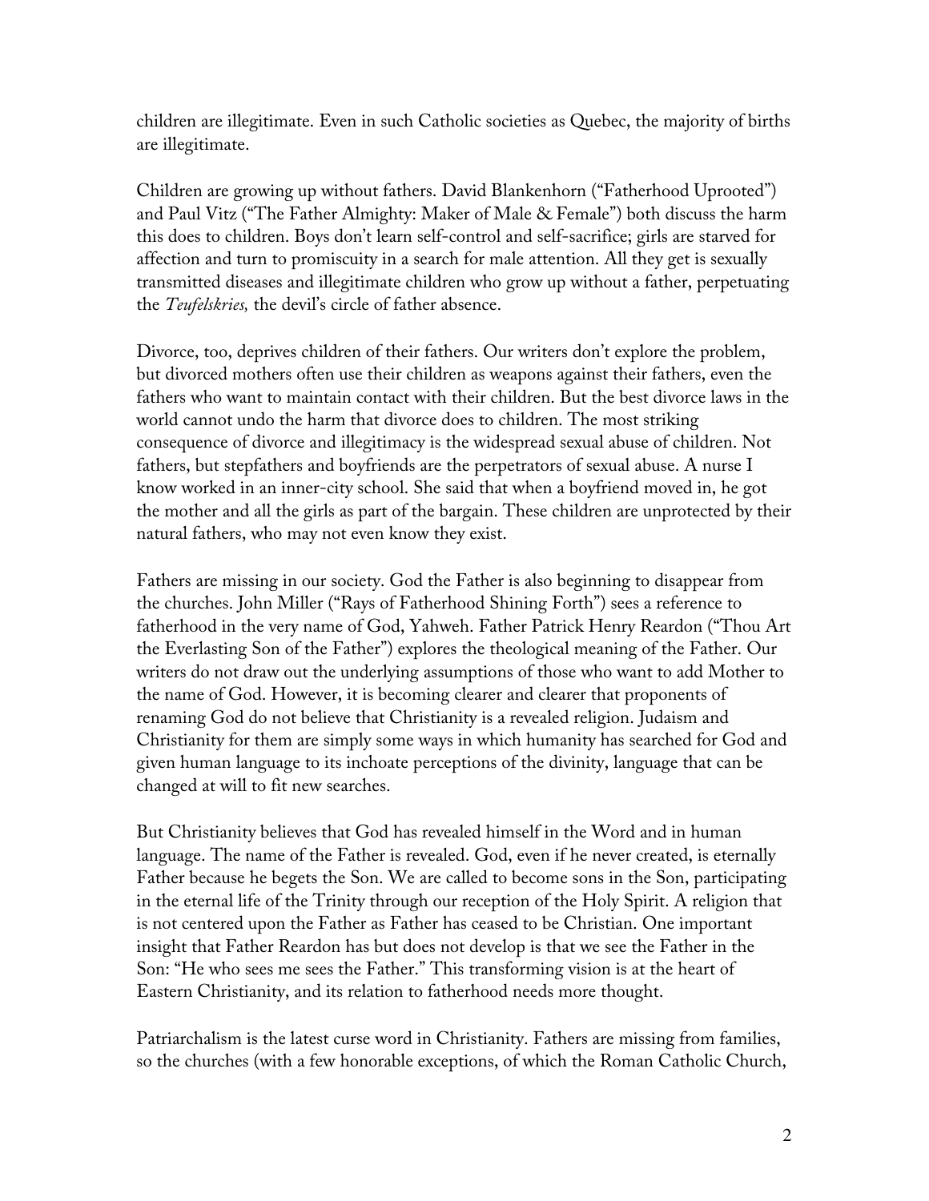children are illegitimate. Even in such Catholic societies as Quebec, the majority of births are illegitimate.

Children are growing up without fathers. David Blankenhorn ("Fatherhood Uprooted") and Paul Vitz ("The Father Almighty: Maker of Male & Female") both discuss the harm this does to children. Boys don't learn self-control and self-sacrifice; girls are starved for affection and turn to promiscuity in a search for male attention. All they get is sexually transmitted diseases and illegitimate children who grow up without a father, perpetuating the *Teufelskries,* the devil's circle of father absence.

Divorce, too, deprives children of their fathers. Our writers don't explore the problem, but divorced mothers often use their children as weapons against their fathers, even the fathers who want to maintain contact with their children. But the best divorce laws in the world cannot undo the harm that divorce does to children. The most striking consequence of divorce and illegitimacy is the widespread sexual abuse of children. Not fathers, but stepfathers and boyfriends are the perpetrators of sexual abuse. A nurse I know worked in an inner-city school. She said that when a boyfriend moved in, he got the mother and all the girls as part of the bargain. These children are unprotected by their natural fathers, who may not even know they exist.

Fathers are missing in our society. God the Father is also beginning to disappear from the churches. John Miller ("Rays of Fatherhood Shining Forth") sees a reference to fatherhood in the very name of God, Yahweh. Father Patrick Henry Reardon ("Thou Art the Everlasting Son of the Father") explores the theological meaning of the Father. Our writers do not draw out the underlying assumptions of those who want to add Mother to the name of God. However, it is becoming clearer and clearer that proponents of renaming God do not believe that Christianity is a revealed religion. Judaism and Christianity for them are simply some ways in which humanity has searched for God and given human language to its inchoate perceptions of the divinity, language that can be changed at will to fit new searches.

But Christianity believes that God has revealed himself in the Word and in human language. The name of the Father is revealed. God, even if he never created, is eternally Father because he begets the Son. We are called to become sons in the Son, participating in the eternal life of the Trinity through our reception of the Holy Spirit. A religion that is not centered upon the Father as Father has ceased to be Christian. One important insight that Father Reardon has but does not develop is that we see the Father in the Son: "He who sees me sees the Father." This transforming vision is at the heart of Eastern Christianity, and its relation to fatherhood needs more thought.

Patriarchalism is the latest curse word in Christianity. Fathers are missing from families, so the churches (with a few honorable exceptions, of which the Roman Catholic Church,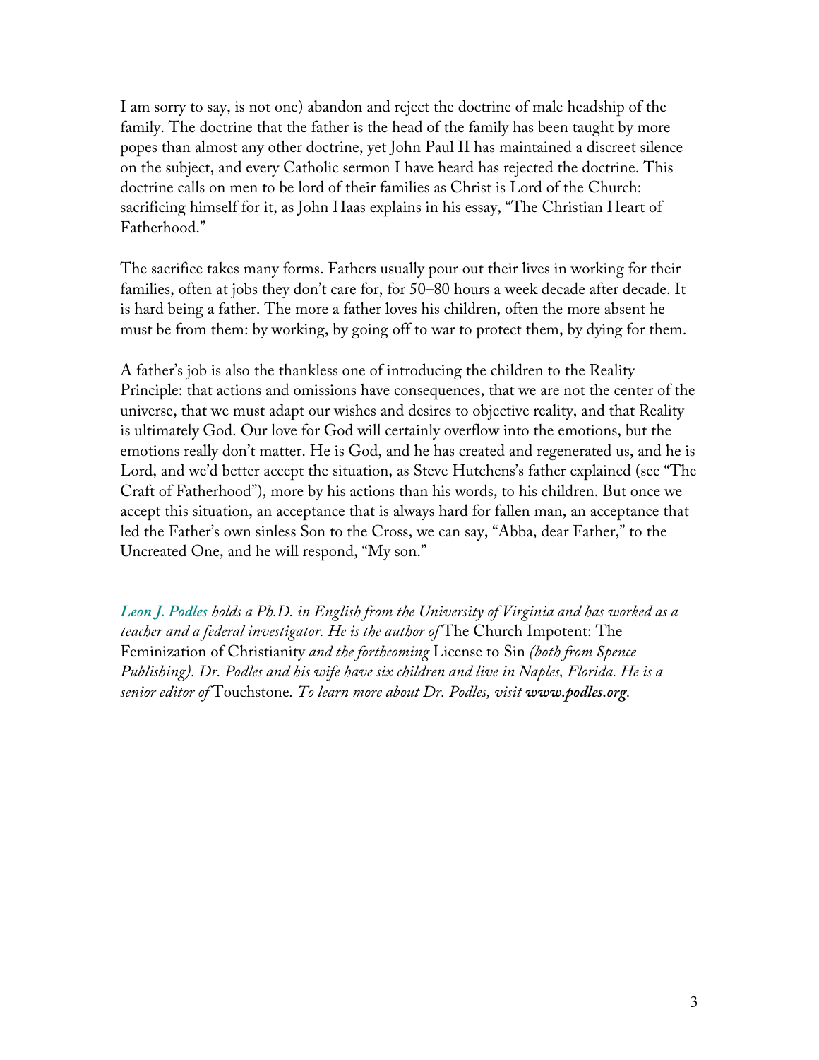I am sorry to say, is not one) abandon and reject the doctrine of male headship of the family. The doctrine that the father is the head of the family has been taught by more popes than almost any other doctrine, yet John Paul II has maintained a discreet silence on the subject, and every Catholic sermon I have heard has rejected the doctrine. This doctrine calls on men to be lord of their families as Christ is Lord of the Church: sacrificing himself for it, as John Haas explains in his essay, "The Christian Heart of Fatherhood."

The sacrifice takes many forms. Fathers usually pour out their lives in working for their families, often at jobs they don't care for, for 50–80 hours a week decade after decade. It is hard being a father. The more a father loves his children, often the more absent he must be from them: by working, by going off to war to protect them, by dying for them.

A father's job is also the thankless one of introducing the children to the Reality Principle: that actions and omissions have consequences, that we are not the center of the universe, that we must adapt our wishes and desires to objective reality, and that Reality is ultimately God. Our love for God will certainly overflow into the emotions, but the emotions really don't matter. He is God, and he has created and regenerated us, and he is Lord, and we'd better accept the situation, as Steve Hutchens's father explained (see "The Craft of Fatherhood"), more by his actions than his words, to his children. But once we accept this situation, an acceptance that is always hard for fallen man, an acceptance that led the Father's own sinless Son to the Cross, we can say, "Abba, dear Father," to the Uncreated One, and he will respond, "My son."

***Leon J. Podles*** *holds a Ph.D. in English from the University of Virginia and has worked as a teacher and a federal investigator. He is the author of* The Church Impotent: The Feminization of Christianity *and the forthcoming* License to Sin *(both from Spence Publishing). Dr. Podles and his wife have six children and live in Naples, Florida. He is a senior editor of* Touchstone*. To learn more about Dr. Podles, visit* ***www.podles.org****.*